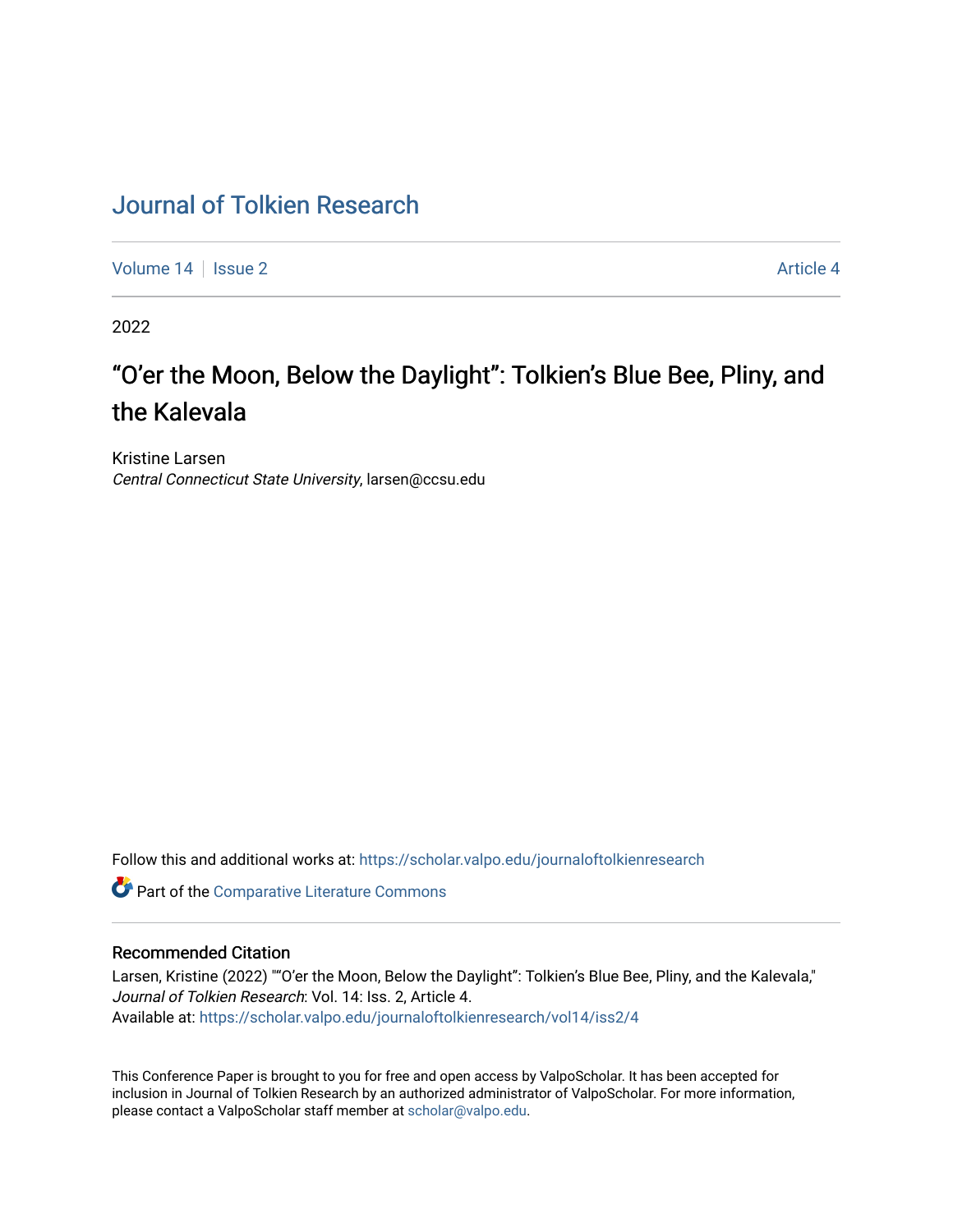# Journal of Tolkien Research

Volume 14 | Issue 2 | Article 4

2022

## "O'er the Moon, Below the Daylight": Tolkien's Blue Bee, Pliny, and the Kalevala

Kristine Larsen
*Central Connecticut State University*, larsen@ccsu.edu

Follow this and additional works at: https://scholar.valpo.edu/journaloftolkienresearch

Part of the Comparative Literature Commons

### Recommended Citation

Larsen, Kristine (2022) ""O'er the Moon, Below the Daylight": Tolkien's Blue Bee, Pliny, and the Kalevala," *Journal of Tolkien Research*: Vol. 14: Iss. 2, Article 4.
Available at: https://scholar.valpo.edu/journaloftolkienresearch/vol14/iss2/4

This Conference Paper is brought to you for free and open access by ValpoScholar. It has been accepted for inclusion in Journal of Tolkien Research by an authorized administrator of ValpoScholar. For more information, please contact a ValpoScholar staff member at scholar@valpo.edu.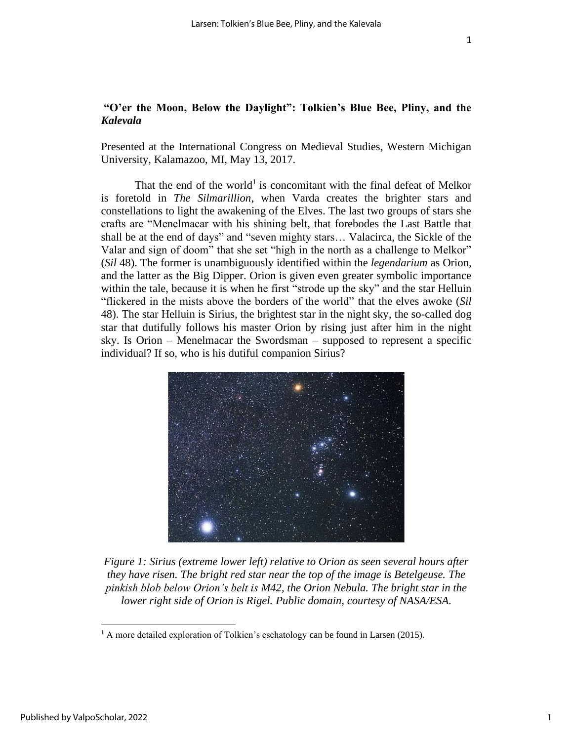**"O'er the Moon, Below the Daylight": Tolkien's Blue Bee, Pliny, and the *Kalevala***

Presented at the International Congress on Medieval Studies, Western Michigan University, Kalamazoo, MI, May 13, 2017.

That the end of the world[1] is concomitant with the final defeat of Melkor is foretold in *The Silmarillion*, when Varda creates the brighter stars and constellations to light the awakening of the Elves. The last two groups of stars she crafts are "Menelmacar with his shining belt, that forebodes the Last Battle that shall be at the end of days" and "seven mighty stars… Valacirca, the Sickle of the Valar and sign of doom" that she set "high in the north as a challenge to Melkor" (*Sil* 48). The former is unambiguously identified within the *legendarium* as Orion, and the latter as the Big Dipper. Orion is given even greater symbolic importance within the tale, because it is when he first "strode up the sky" and the star Helluin "flickered in the mists above the borders of the world" that the elves awoke (*Sil* 48). The star Helluin is Sirius, the brightest star in the night sky, the so-called dog star that dutifully follows his master Orion by rising just after him in the night sky. Is Orion – Menelmacar the Swordsman – supposed to represent a specific individual? If so, who is his dutiful companion Sirius?

*Figure 1: Sirius (extreme lower left) relative to Orion as seen several hours after they have risen. The bright red star near the top of the image is Betelgeuse. The pinkish blob below Orion's belt is M42, the Orion Nebula. The bright star in the lower right side of Orion is Rigel. Public domain, courtesy of NASA/ESA.*

[1] A more detailed exploration of Tolkien's eschatology can be found in Larsen (2015).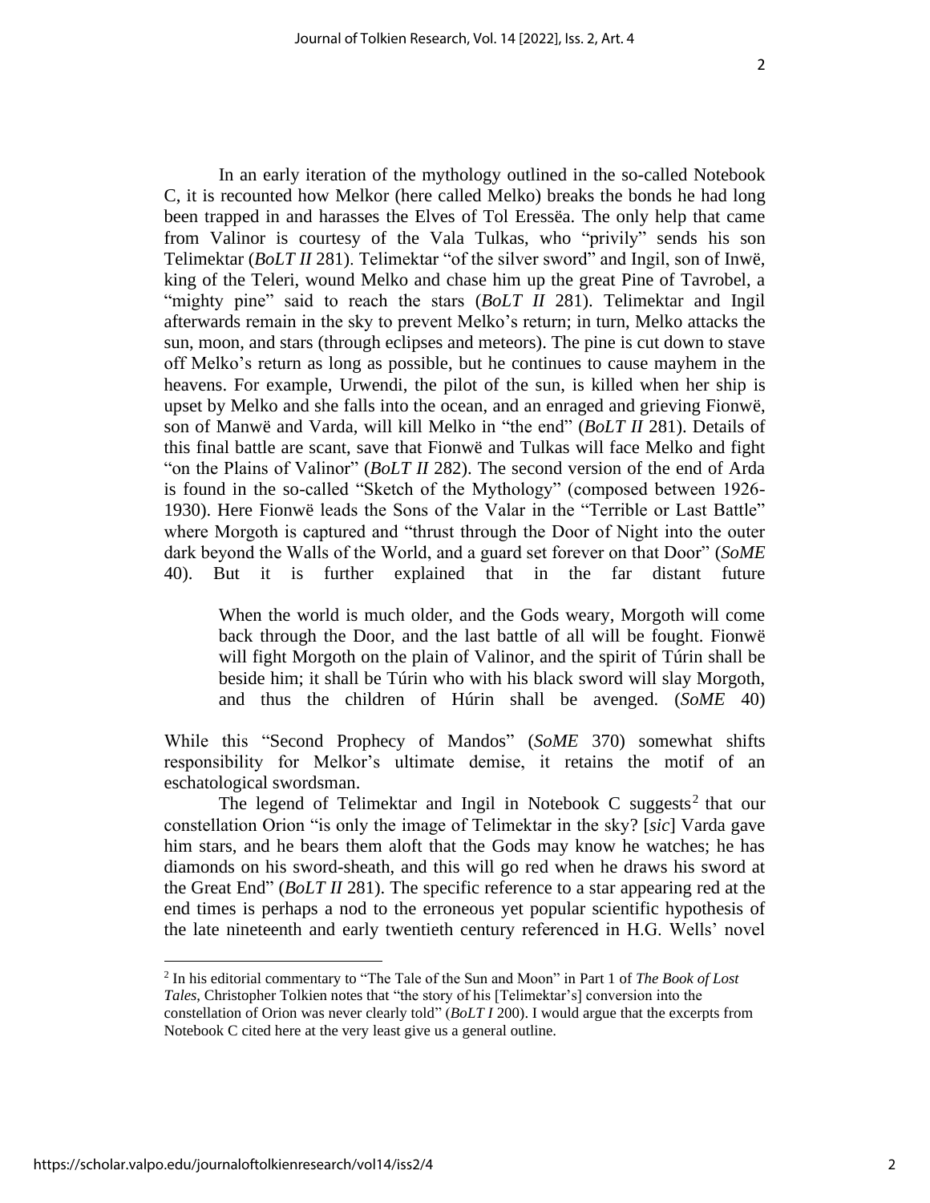In an early iteration of the mythology outlined in the so-called Notebook C, it is recounted how Melkor (here called Melko) breaks the bonds he had long been trapped in and harasses the Elves of Tol Eressëa. The only help that came from Valinor is courtesy of the Vala Tulkas, who "privily" sends his son Telimektar (*BoLT II* 281). Telimektar "of the silver sword" and Ingil, son of Inwë, king of the Teleri, wound Melko and chase him up the great Pine of Tavrobel, a "mighty pine" said to reach the stars (*BoLT II* 281). Telimektar and Ingil afterwards remain in the sky to prevent Melko's return; in turn, Melko attacks the sun, moon, and stars (through eclipses and meteors). The pine is cut down to stave off Melko's return as long as possible, but he continues to cause mayhem in the heavens. For example, Urwendi, the pilot of the sun, is killed when her ship is upset by Melko and she falls into the ocean, and an enraged and grieving Fionwë, son of Manwë and Varda, will kill Melko in "the end" (*BoLT II* 281). Details of this final battle are scant, save that Fionwë and Tulkas will face Melko and fight "on the Plains of Valinor" (*BoLT II* 282). The second version of the end of Arda is found in the so-called "Sketch of the Mythology" (composed between 1926-1930). Here Fionwë leads the Sons of the Valar in the "Terrible or Last Battle" where Morgoth is captured and "thrust through the Door of Night into the outer dark beyond the Walls of the World, and a guard set forever on that Door" (*SoME* 40). But it is further explained that in the far distant future

> When the world is much older, and the Gods weary, Morgoth will come back through the Door, and the last battle of all will be fought. Fionwë will fight Morgoth on the plain of Valinor, and the spirit of Túrin shall be beside him; it shall be Túrin who with his black sword will slay Morgoth, and thus the children of Húrin shall be avenged. (*SoME* 40)

While this "Second Prophecy of Mandos" (*SoME* 370) somewhat shifts responsibility for Melkor's ultimate demise, it retains the motif of an eschatological swordsman.

The legend of Telimektar and Ingil in Notebook C suggests[2] that our constellation Orion "is only the image of Telimektar in the sky? [*sic*] Varda gave him stars, and he bears them aloft that the Gods may know he watches; he has diamonds on his sword-sheath, and this will go red when he draws his sword at the Great End" (*BoLT II* 281). The specific reference to a star appearing red at the end times is perhaps a nod to the erroneous yet popular scientific hypothesis of the late nineteenth and early twentieth century referenced in H.G. Wells' novel

---

[2] In his editorial commentary to "The Tale of the Sun and Moon" in Part 1 of *The Book of Lost Tales*, Christopher Tolkien notes that "the story of his [Telimektar's] conversion into the constellation of Orion was never clearly told" (*BoLT I* 200). I would argue that the excerpts from Notebook C cited here at the very least give us a general outline.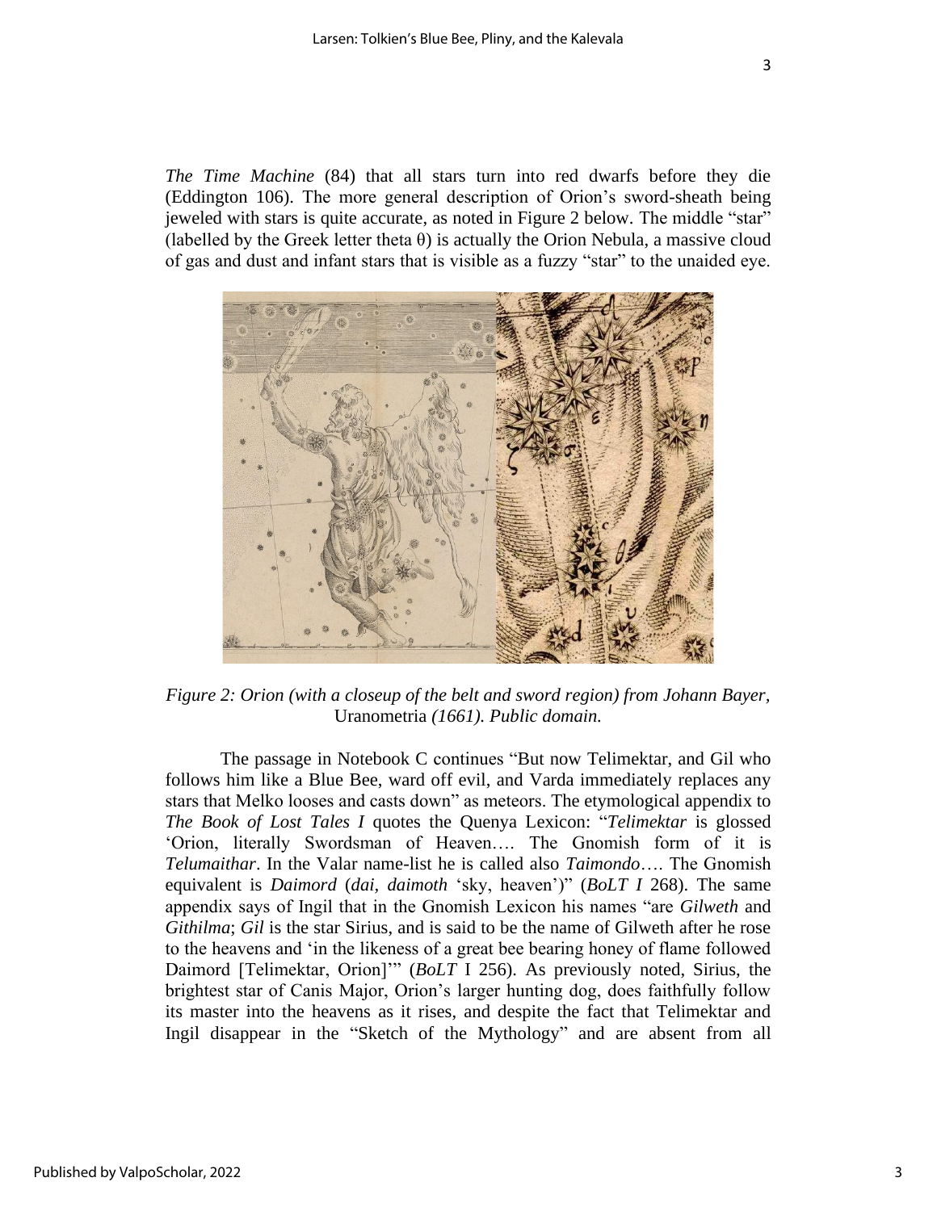*The Time Machine* (84) that all stars turn into red dwarfs before they die (Eddington 106). The more general description of Orion's sword-sheath being jeweled with stars is quite accurate, as noted in Figure 2 below. The middle "star" (labelled by the Greek letter theta θ) is actually the Orion Nebula, a massive cloud of gas and dust and infant stars that is visible as a fuzzy "star" to the unaided eye.

*Figure 2: Orion (with a closeup of the belt and sword region) from Johann Bayer,* Uranometria *(1661). Public domain.*

The passage in Notebook C continues "But now Telimektar, and Gil who follows him like a Blue Bee, ward off evil, and Varda immediately replaces any stars that Melko looses and casts down" as meteors. The etymological appendix to *The Book of Lost Tales I* quotes the Quenya Lexicon: "*Telimektar* is glossed 'Orion, literally Swordsman of Heaven…. The Gnomish form of it is *Telumaithar*. In the Valar name-list he is called also *Taimondo*…. The Gnomish equivalent is *Daimord* (*dai*, *daimoth* 'sky, heaven')" (*BoLT I* 268). The same appendix says of Ingil that in the Gnomish Lexicon his names "are *Gilweth* and *Githilma*; *Gil* is the star Sirius, and is said to be the name of Gilweth after he rose to the heavens and 'in the likeness of a great bee bearing honey of flame followed Daimord [Telimektar, Orion]'" (*BoLT* I 256). As previously noted, Sirius, the brightest star of Canis Major, Orion's larger hunting dog, does faithfully follow its master into the heavens as it rises, and despite the fact that Telimektar and Ingil disappear in the "Sketch of the Mythology" and are absent from all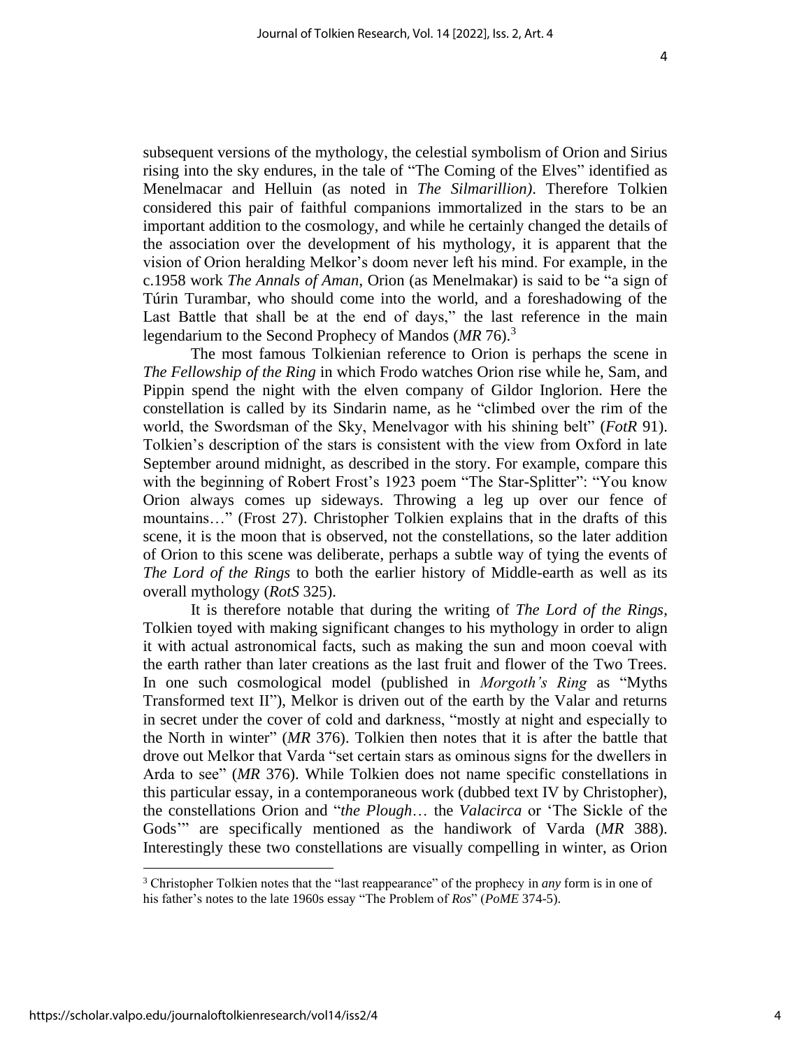subsequent versions of the mythology, the celestial symbolism of Orion and Sirius rising into the sky endures, in the tale of "The Coming of the Elves" identified as Menelmacar and Helluin (as noted in *The Silmarillion)*. Therefore Tolkien considered this pair of faithful companions immortalized in the stars to be an important addition to the cosmology, and while he certainly changed the details of the association over the development of his mythology, it is apparent that the vision of Orion heralding Melkor's doom never left his mind. For example, in the c.1958 work *The Annals of Aman*, Orion (as Menelmakar) is said to be "a sign of Túrin Turambar, who should come into the world, and a foreshadowing of the Last Battle that shall be at the end of days," the last reference in the main legendarium to the Second Prophecy of Mandos (*MR* 76).[3]

The most famous Tolkienian reference to Orion is perhaps the scene in *The Fellowship of the Ring* in which Frodo watches Orion rise while he, Sam, and Pippin spend the night with the elven company of Gildor Inglorion. Here the constellation is called by its Sindarin name, as he "climbed over the rim of the world, the Swordsman of the Sky, Menelvagor with his shining belt" (*FotR* 91). Tolkien's description of the stars is consistent with the view from Oxford in late September around midnight, as described in the story. For example, compare this with the beginning of Robert Frost's 1923 poem "The Star-Splitter": "You know Orion always comes up sideways. Throwing a leg up over our fence of mountains…" (Frost 27). Christopher Tolkien explains that in the drafts of this scene, it is the moon that is observed, not the constellations, so the later addition of Orion to this scene was deliberate, perhaps a subtle way of tying the events of *The Lord of the Rings* to both the earlier history of Middle-earth as well as its overall mythology (*RotS* 325).

It is therefore notable that during the writing of *The Lord of the Rings*, Tolkien toyed with making significant changes to his mythology in order to align it with actual astronomical facts, such as making the sun and moon coeval with the earth rather than later creations as the last fruit and flower of the Two Trees. In one such cosmological model (published in *Morgoth's Ring* as "Myths Transformed text II"), Melkor is driven out of the earth by the Valar and returns in secret under the cover of cold and darkness, "mostly at night and especially to the North in winter" (*MR* 376). Tolkien then notes that it is after the battle that drove out Melkor that Varda "set certain stars as ominous signs for the dwellers in Arda to see" (*MR* 376). While Tolkien does not name specific constellations in this particular essay, in a contemporaneous work (dubbed text IV by Christopher), the constellations Orion and "*the Plough*… the *Valacirca* or 'The Sickle of the Gods'" are specifically mentioned as the handiwork of Varda (*MR* 388). Interestingly these two constellations are visually compelling in winter, as Orion

---

[3] Christopher Tolkien notes that the "last reappearance" of the prophecy in *any* form is in one of his father's notes to the late 1960s essay "The Problem of *Ros*" (*PoME* 374-5).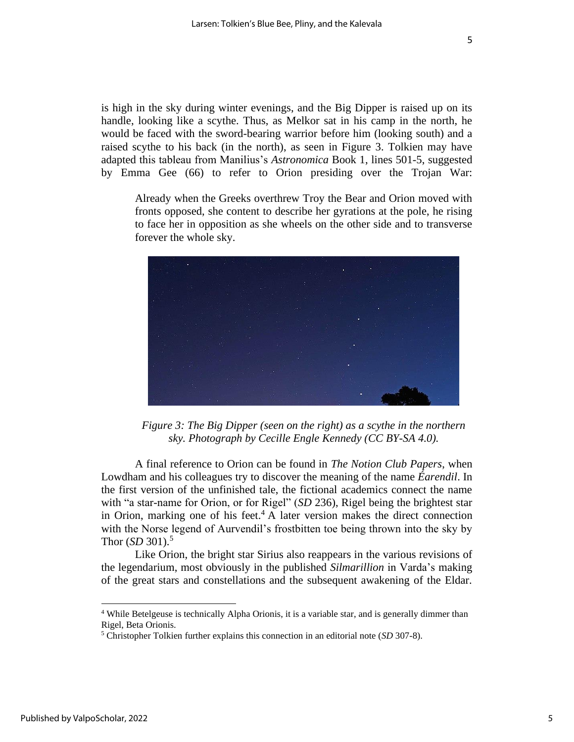is high in the sky during winter evenings, and the Big Dipper is raised up on its handle, looking like a scythe. Thus, as Melkor sat in his camp in the north, he would be faced with the sword-bearing warrior before him (looking south) and a raised scythe to his back (in the north), as seen in Figure 3. Tolkien may have adapted this tableau from Manilius's *Astronomica* Book 1, lines 501-5, suggested by Emma Gee (66) to refer to Orion presiding over the Trojan War:

> Already when the Greeks overthrew Troy the Bear and Orion moved with fronts opposed, she content to describe her gyrations at the pole, he rising to face her in opposition as she wheels on the other side and to transverse forever the whole sky.

*Figure 3: The Big Dipper (seen on the right) as a scythe in the northern sky. Photograph by Cecille Engle Kennedy (CC BY-SA 4.0).*

A final reference to Orion can be found in *The Notion Club Papers*, when Lowdham and his colleagues try to discover the meaning of the name *Éarendil*. In the first version of the unfinished tale, the fictional academics connect the name with "a star-name for Orion, or for Rigel" (*SD* 236), Rigel being the brightest star in Orion, marking one of his feet.[4] A later version makes the direct connection with the Norse legend of Aurvendil's frostbitten toe being thrown into the sky by Thor (*SD* 301).[5]

Like Orion, the bright star Sirius also reappears in the various revisions of the legendarium, most obviously in the published *Silmarillion* in Varda's making of the great stars and constellations and the subsequent awakening of the Eldar.

[4] While Betelgeuse is technically Alpha Orionis, it is a variable star, and is generally dimmer than Rigel, Beta Orionis.

[5] Christopher Tolkien further explains this connection in an editorial note (*SD* 307-8).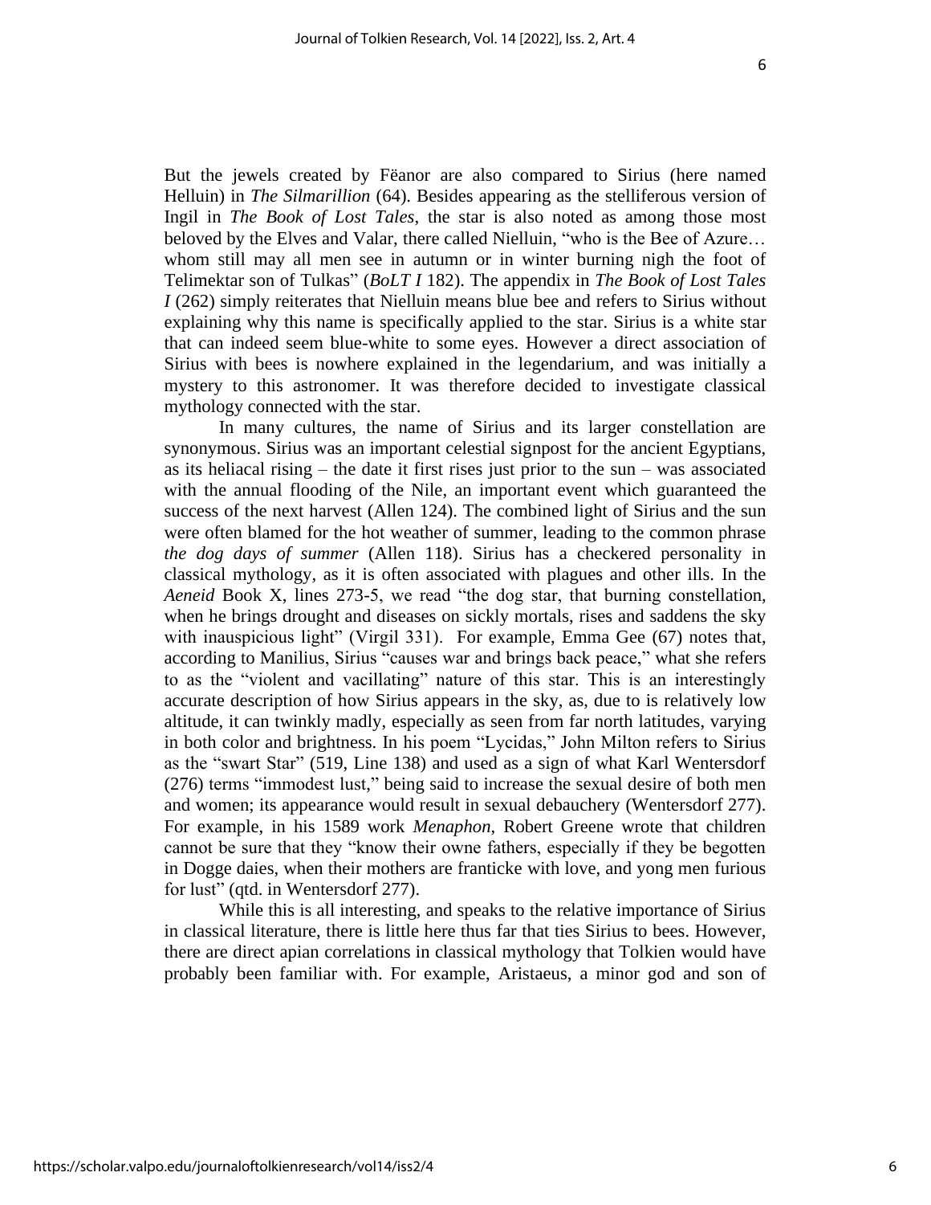But the jewels created by Fëanor are also compared to Sirius (here named Helluin) in *The Silmarillion* (64). Besides appearing as the stelliferous version of Ingil in *The Book of Lost Tales*, the star is also noted as among those most beloved by the Elves and Valar, there called Nielluin, "who is the Bee of Azure… whom still may all men see in autumn or in winter burning nigh the foot of Telimektar son of Tulkas" (*BoLT I* 182). The appendix in *The Book of Lost Tales I* (262) simply reiterates that Nielluin means blue bee and refers to Sirius without explaining why this name is specifically applied to the star. Sirius is a white star that can indeed seem blue-white to some eyes. However a direct association of Sirius with bees is nowhere explained in the legendarium, and was initially a mystery to this astronomer. It was therefore decided to investigate classical mythology connected with the star.

In many cultures, the name of Sirius and its larger constellation are synonymous. Sirius was an important celestial signpost for the ancient Egyptians, as its heliacal rising – the date it first rises just prior to the sun – was associated with the annual flooding of the Nile, an important event which guaranteed the success of the next harvest (Allen 124). The combined light of Sirius and the sun were often blamed for the hot weather of summer, leading to the common phrase *the dog days of summer* (Allen 118). Sirius has a checkered personality in classical mythology, as it is often associated with plagues and other ills. In the *Aeneid* Book X, lines 273-5, we read "the dog star, that burning constellation, when he brings drought and diseases on sickly mortals, rises and saddens the sky with inauspicious light" (Virgil 331). For example, Emma Gee (67) notes that, according to Manilius, Sirius "causes war and brings back peace," what she refers to as the "violent and vacillating" nature of this star. This is an interestingly accurate description of how Sirius appears in the sky, as, due to is relatively low altitude, it can twinkly madly, especially as seen from far north latitudes, varying in both color and brightness. In his poem "Lycidas," John Milton refers to Sirius as the "swart Star" (519, Line 138) and used as a sign of what Karl Wentersdorf (276) terms "immodest lust," being said to increase the sexual desire of both men and women; its appearance would result in sexual debauchery (Wentersdorf 277). For example, in his 1589 work *Menaphon*, Robert Greene wrote that children cannot be sure that they "know their owne fathers, especially if they be begotten in Dogge daies, when their mothers are franticke with love, and yong men furious for lust" (qtd. in Wentersdorf 277).

While this is all interesting, and speaks to the relative importance of Sirius in classical literature, there is little here thus far that ties Sirius to bees. However, there are direct apian correlations in classical mythology that Tolkien would have probably been familiar with. For example, Aristaeus, a minor god and son of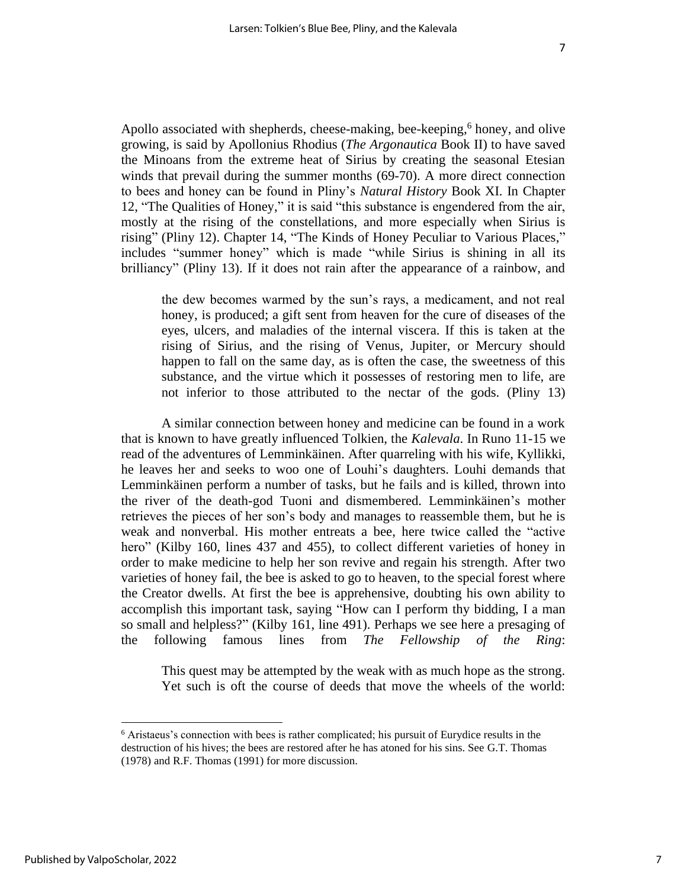Apollo associated with shepherds, cheese-making, bee-keeping,[6] honey, and olive growing, is said by Apollonius Rhodius (*The Argonautica* Book II) to have saved the Minoans from the extreme heat of Sirius by creating the seasonal Etesian winds that prevail during the summer months (69-70). A more direct connection to bees and honey can be found in Pliny's *Natural History* Book XI. In Chapter 12, "The Qualities of Honey," it is said "this substance is engendered from the air, mostly at the rising of the constellations, and more especially when Sirius is rising" (Pliny 12). Chapter 14, "The Kinds of Honey Peculiar to Various Places," includes "summer honey" which is made "while Sirius is shining in all its brilliancy" (Pliny 13). If it does not rain after the appearance of a rainbow, and

> the dew becomes warmed by the sun's rays, a medicament, and not real honey, is produced; a gift sent from heaven for the cure of diseases of the eyes, ulcers, and maladies of the internal viscera. If this is taken at the rising of Sirius, and the rising of Venus, Jupiter, or Mercury should happen to fall on the same day, as is often the case, the sweetness of this substance, and the virtue which it possesses of restoring men to life, are not inferior to those attributed to the nectar of the gods. (Pliny 13)

A similar connection between honey and medicine can be found in a work that is known to have greatly influenced Tolkien, the *Kalevala*. In Runo 11-15 we read of the adventures of Lemminkäinen. After quarreling with his wife, Kyllikki, he leaves her and seeks to woo one of Louhi's daughters. Louhi demands that Lemminkäinen perform a number of tasks, but he fails and is killed, thrown into the river of the death-god Tuoni and dismembered. Lemminkäinen's mother retrieves the pieces of her son's body and manages to reassemble them, but he is weak and nonverbal. His mother entreats a bee, here twice called the "active hero" (Kilby 160, lines 437 and 455), to collect different varieties of honey in order to make medicine to help her son revive and regain his strength. After two varieties of honey fail, the bee is asked to go to heaven, to the special forest where the Creator dwells. At first the bee is apprehensive, doubting his own ability to accomplish this important task, saying "How can I perform thy bidding, I a man so small and helpless?" (Kilby 161, line 491). Perhaps we see here a presaging of the following famous lines from *The Fellowship of the Ring*:

> This quest may be attempted by the weak with as much hope as the strong. Yet such is oft the course of deeds that move the wheels of the world:

[6] Aristaeus's connection with bees is rather complicated; his pursuit of Eurydice results in the destruction of his hives; the bees are restored after he has atoned for his sins. See G.T. Thomas (1978) and R.F. Thomas (1991) for more discussion.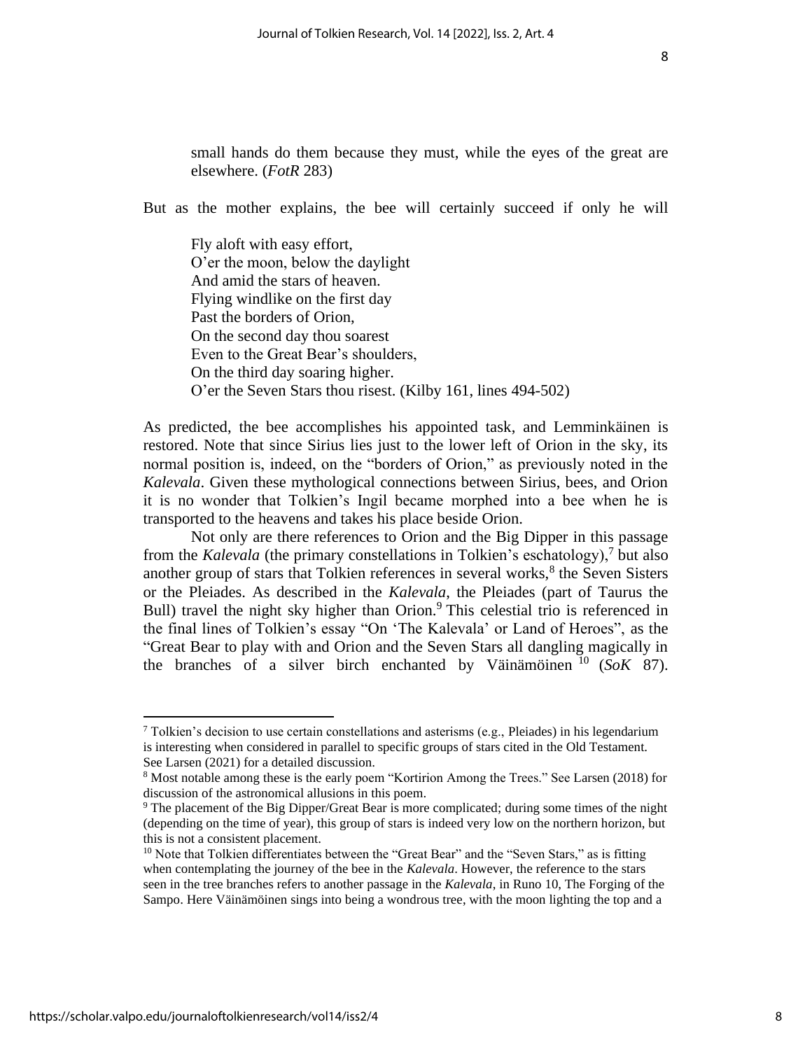> small hands do them because they must, while the eyes of the great are elsewhere. (*FotR* 283)

But as the mother explains, the bee will certainly succeed if only he will

> Fly aloft with easy effort,  
> O'er the moon, below the daylight  
> And amid the stars of heaven.  
> Flying windlike on the first day  
> Past the borders of Orion,  
> On the second day thou soarest  
> Even to the Great Bear's shoulders,  
> On the third day soaring higher.  
> O'er the Seven Stars thou risest. (Kilby 161, lines 494-502)

As predicted, the bee accomplishes his appointed task, and Lemminkäinen is restored. Note that since Sirius lies just to the lower left of Orion in the sky, its normal position is, indeed, on the "borders of Orion," as previously noted in the *Kalevala*. Given these mythological connections between Sirius, bees, and Orion it is no wonder that Tolkien's Ingil became morphed into a bee when he is transported to the heavens and takes his place beside Orion.

Not only are there references to Orion and the Big Dipper in this passage from the *Kalevala* (the primary constellations in Tolkien's eschatology),[7] but also another group of stars that Tolkien references in several works,[8] the Seven Sisters or the Pleiades. As described in the *Kalevala*, the Pleiades (part of Taurus the Bull) travel the night sky higher than Orion.[9] This celestial trio is referenced in the final lines of Tolkien's essay "On 'The Kalevala' or Land of Heroes", as the "Great Bear to play with and Orion and the Seven Stars all dangling magically in the branches of a silver birch enchanted by Väinämöinen[10] (*SoK* 87).

---

[7] Tolkien's decision to use certain constellations and asterisms (e.g., Pleiades) in his legendarium is interesting when considered in parallel to specific groups of stars cited in the Old Testament. See Larsen (2021) for a detailed discussion.

[8] Most notable among these is the early poem "Kortirion Among the Trees." See Larsen (2018) for discussion of the astronomical allusions in this poem.

[9] The placement of the Big Dipper/Great Bear is more complicated; during some times of the night (depending on the time of year), this group of stars is indeed very low on the northern horizon, but this is not a consistent placement.

[10] Note that Tolkien differentiates between the "Great Bear" and the "Seven Stars," as is fitting when contemplating the journey of the bee in the *Kalevala*. However, the reference to the stars seen in the tree branches refers to another passage in the *Kalevala*, in Runo 10, The Forging of the Sampo. Here Väinämöinen sings into being a wondrous tree, with the moon lighting the top and a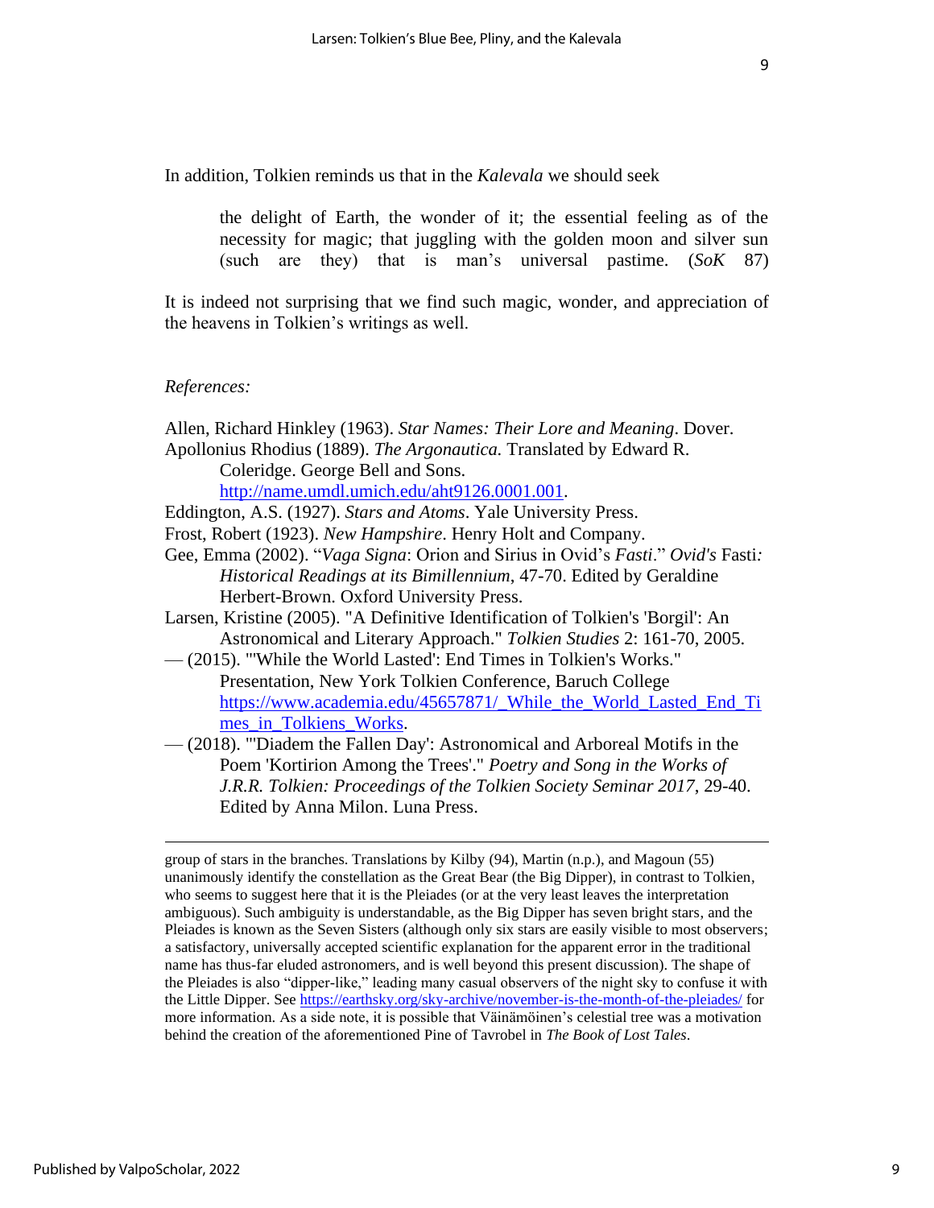In addition, Tolkien reminds us that in the *Kalevala* we should seek

> the delight of Earth, the wonder of it; the essential feeling as of the necessity for magic; that juggling with the golden moon and silver sun (such are they) that is man's universal pastime. (*SoK* 87)

It is indeed not surprising that we find such magic, wonder, and appreciation of the heavens in Tolkien's writings as well.

*References:*

Allen, Richard Hinkley (1963). *Star Names: Their Lore and Meaning*. Dover.

Apollonius Rhodius (1889). *The Argonautica.* Translated by Edward R. Coleridge. George Bell and Sons. http://name.umdl.umich.edu/aht9126.0001.001.

Eddington, A.S. (1927). *Stars and Atoms*. Yale University Press.

Frost, Robert (1923). *New Hampshire*. Henry Holt and Company.

Gee, Emma (2002). "*Vaga Signa*: Orion and Sirius in Ovid's *Fasti*." *Ovid's* Fasti*: Historical Readings at its Bimillennium*, 47-70. Edited by Geraldine Herbert-Brown. Oxford University Press.

Larsen, Kristine (2005). "A Definitive Identification of Tolkien's 'Borgil': An Astronomical and Literary Approach." *Tolkien Studies* 2: 161-70, 2005.

— (2015). "'While the World Lasted': End Times in Tolkien's Works." Presentation, New York Tolkien Conference, Baruch College https://www.academia.edu/45657871/_While_the_World_Lasted_End_Times_in_Tolkiens_Works.

— (2018). "'Diadem the Fallen Day': Astronomical and Arboreal Motifs in the Poem 'Kortirion Among the Trees'." *Poetry and Song in the Works of J.R.R. Tolkien: Proceedings of the Tolkien Society Seminar 2017*, 29-40. Edited by Anna Milon. Luna Press.

---

group of stars in the branches. Translations by Kilby (94), Martin (n.p.), and Magoun (55) unanimously identify the constellation as the Great Bear (the Big Dipper), in contrast to Tolkien, who seems to suggest here that it is the Pleiades (or at the very least leaves the interpretation ambiguous). Such ambiguity is understandable, as the Big Dipper has seven bright stars, and the Pleiades is known as the Seven Sisters (although only six stars are easily visible to most observers; a satisfactory, universally accepted scientific explanation for the apparent error in the traditional name has thus-far eluded astronomers, and is well beyond this present discussion). The shape of the Pleiades is also "dipper-like," leading many casual observers of the night sky to confuse it with the Little Dipper. See https://earthsky.org/sky-archive/november-is-the-month-of-the-pleiades/ for more information. As a side note, it is possible that Väinämöinen's celestial tree was a motivation behind the creation of the aforementioned Pine of Tavrobel in *The Book of Lost Tales*.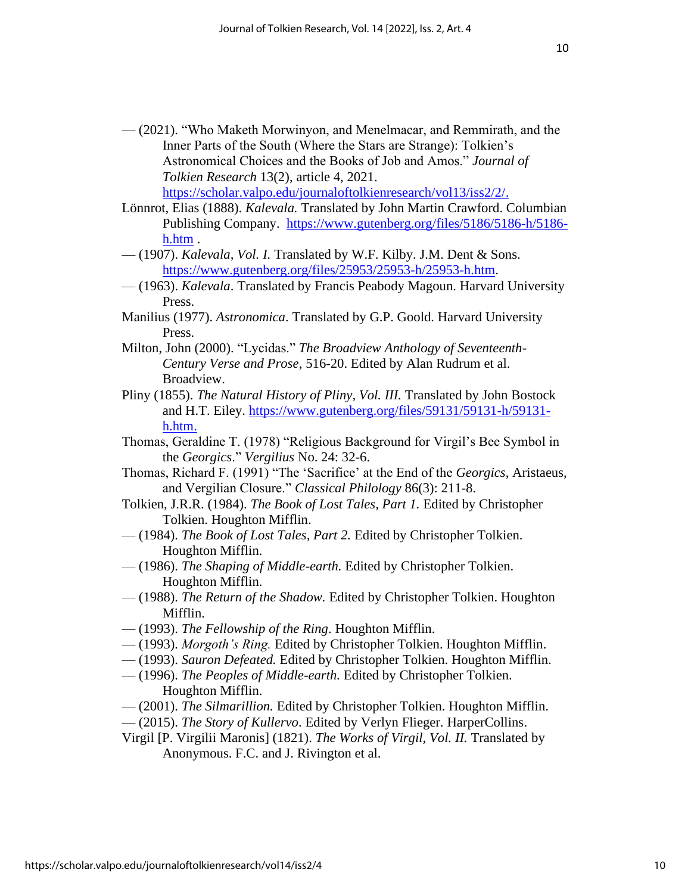— (2021). "Who Maketh Morwinyon, and Menelmacar, and Remmirath, and the Inner Parts of the South (Where the Stars are Strange): Tolkien's Astronomical Choices and the Books of Job and Amos." *Journal of Tolkien Research* 13(2), article 4, 2021. https://scholar.valpo.edu/journaloftolkienresearch/vol13/iss2/2/.

Lönnrot, Elias (1888). *Kalevala.* Translated by John Martin Crawford. Columbian Publishing Company. https://www.gutenberg.org/files/5186/5186-h/5186-h.htm .

— (1907). *Kalevala, Vol. I.* Translated by W.F. Kilby. J.M. Dent & Sons. https://www.gutenberg.org/files/25953/25953-h/25953-h.htm.

— (1963). *Kalevala*. Translated by Francis Peabody Magoun. Harvard University Press.

Manilius (1977). *Astronomica*. Translated by G.P. Goold. Harvard University Press.

Milton, John (2000). "Lycidas." *The Broadview Anthology of Seventeenth-Century Verse and Prose*, 516-20. Edited by Alan Rudrum et al. Broadview.

Pliny (1855). *The Natural History of Pliny*, *Vol. III.* Translated by John Bostock and H.T. Eiley. https://www.gutenberg.org/files/59131/59131-h/59131-h.htm.

Thomas, Geraldine T. (1978) "Religious Background for Virgil's Bee Symbol in the *Georgics*." *Vergilius* No. 24: 32-6.

Thomas, Richard F. (1991) "The 'Sacrifice' at the End of the *Georgics*, Aristaeus, and Vergilian Closure." *Classical Philology* 86(3): 211-8.

Tolkien, J.R.R. (1984). *The Book of Lost Tales, Part 1.* Edited by Christopher Tolkien. Houghton Mifflin.

— (1984). *The Book of Lost Tales, Part 2.* Edited by Christopher Tolkien. Houghton Mifflin.

— (1986). *The Shaping of Middle-earth.* Edited by Christopher Tolkien. Houghton Mifflin.

— (1988). *The Return of the Shadow.* Edited by Christopher Tolkien. Houghton Mifflin.

— (1993). *The Fellowship of the Ring*. Houghton Mifflin.

— (1993). *Morgoth's Ring.* Edited by Christopher Tolkien. Houghton Mifflin.

— (1993). *Sauron Defeated.* Edited by Christopher Tolkien. Houghton Mifflin.

— (1996). *The Peoples of Middle-earth.* Edited by Christopher Tolkien. Houghton Mifflin.

— (2001). *The Silmarillion.* Edited by Christopher Tolkien. Houghton Mifflin.

— (2015). *The Story of Kullervo*. Edited by Verlyn Flieger. HarperCollins.

Virgil [P. Virgilii Maronis] (1821). *The Works of Virgil, Vol. II.* Translated by Anonymous. F.C. and J. Rivington et al.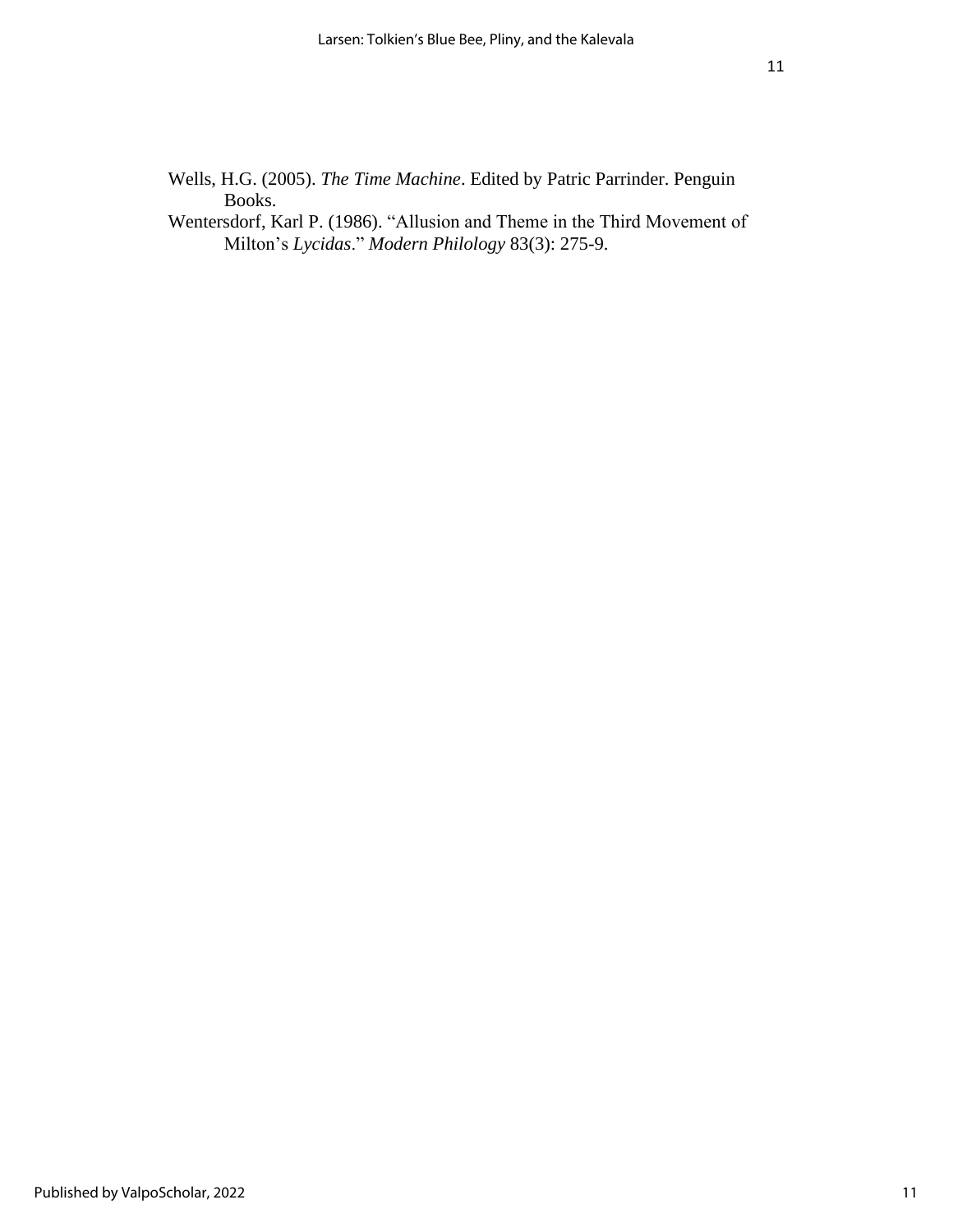Wells, H.G. (2005). *The Time Machine*. Edited by Patric Parrinder. Penguin Books.

Wentersdorf, Karl P. (1986). "Allusion and Theme in the Third Movement of Milton's *Lycidas*." *Modern Philology* 83(3): 275-9.